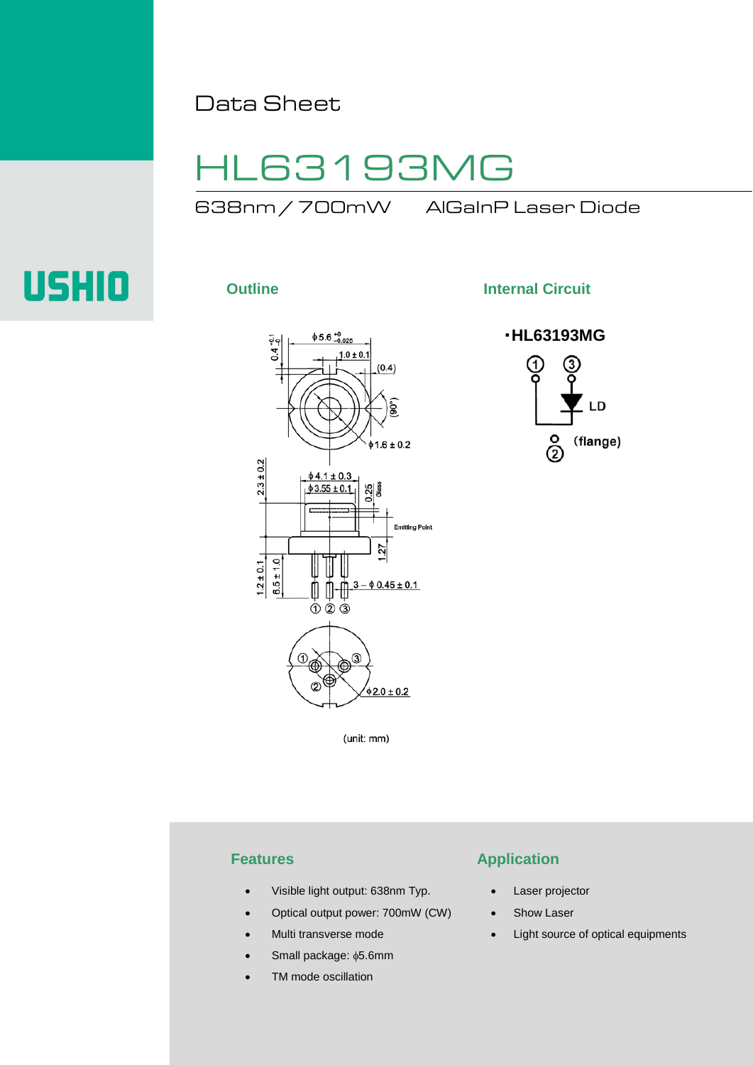Data Sheet

# HL63193MG

638nm / 700mW　　AlGaInP Laser Diode

USHIO

## Outline

(unit: mm)

## Internal Circuit

・HL63193MG

## Features

- Visible light output: 638nm Typ.
- Optical output power: 700mW (CW)
- Multi transverse mode
- Small package: ϕ5.6mm
- TM mode oscillation

## Application

- Laser projector
- Show Laser
- Light source of optical equipments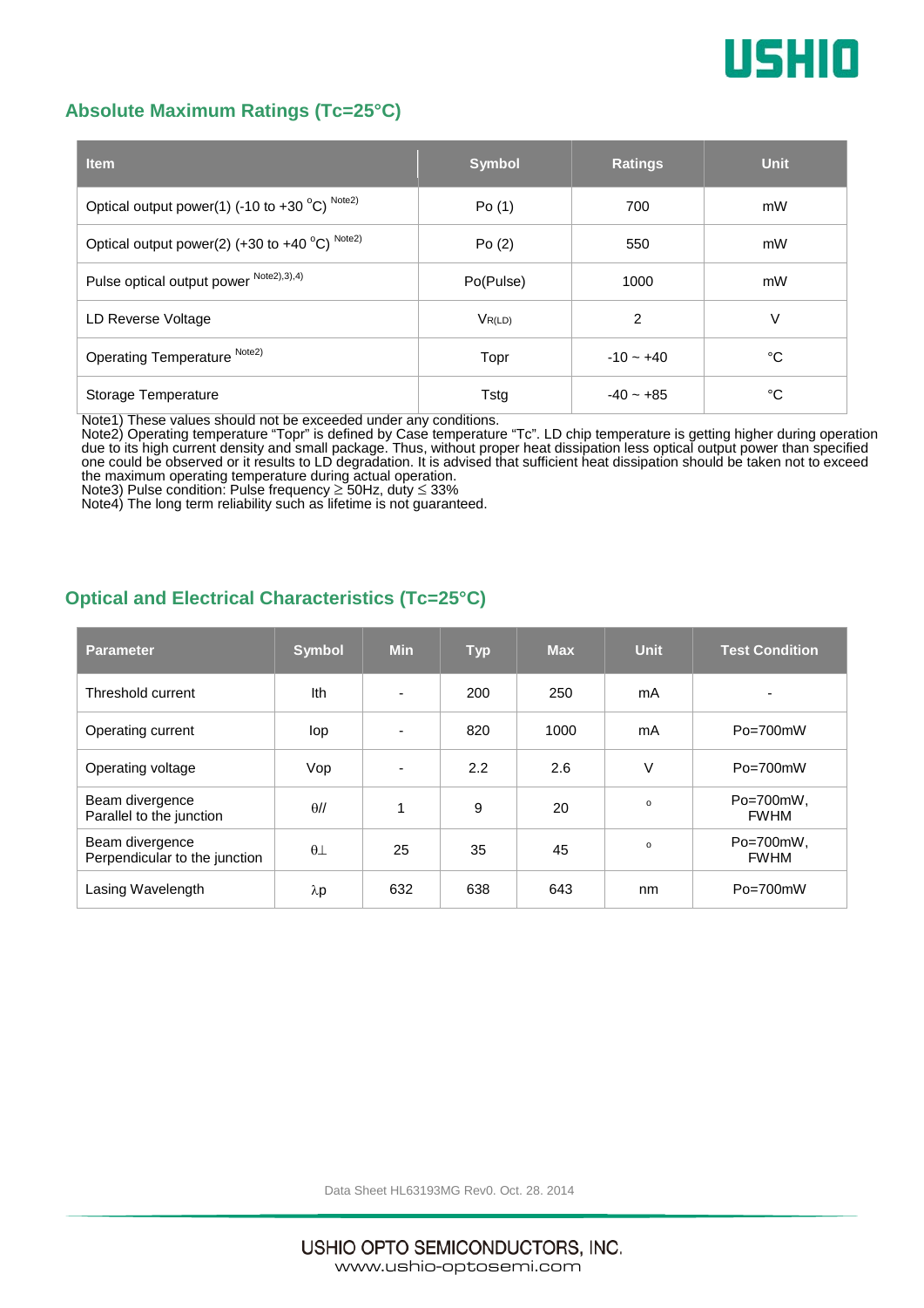## Absolute Maximum Ratings (Tc=25°C)

| Item | Symbol | Ratings | Unit |
|---|---|---|---|
| Optical output power(1) (-10 to +30 °C) Note2) | Po (1) | 700 | mW |
| Optical output power(2) (+30 to +40 °C) Note2) | Po (2) | 550 | mW |
| Pulse optical output power Note2),3),4) | Po(Pulse) | 1000 | mW |
| LD Reverse Voltage | $V_{R(LD)}$ | 2 | V |
| Operating Temperature Note2) | Topr | -10 ~ +40 | °C |
| Storage Temperature | Tstg | -40 ~ +85 | °C |

Note1) These values should not be exceeded under any conditions.
Note2) Operating temperature "Topr" is defined by Case temperature "Tc". LD chip temperature is getting higher during operation due to its high current density and small package. Thus, without proper heat dissipation less optical output power than specified one could be observed or it results to LD degradation. It is advised that sufficient heat dissipation should be taken not to exceed the maximum operating temperature during actual operation.
Note3) Pulse condition: Pulse frequency ≥ 50Hz, duty ≤ 33%
Note4) The long term reliability such as lifetime is not guaranteed.

## Optical and Electrical Characteristics (Tc=25°C)

| Parameter | Symbol | Min | Typ | Max | Unit | Test Condition |
|---|---|---|---|---|---|---|
| Threshold current | Ith | - | 200 | 250 | mA | - |
| Operating current | Iop | - | 820 | 1000 | mA | Po=700mW |
| Operating voltage | Vop | - | 2.2 | 2.6 | V | Po=700mW |
| Beam divergence Parallel to the junction | $\theta_{//}$ | 1 | 9 | 20 | ° | Po=700mW, FWHM |
| Beam divergence Perpendicular to the junction | $\theta_{\perp}$ | 25 | 35 | 45 | ° | Po=700mW, FWHM |
| Lasing Wavelength | $\lambda p$ | 632 | 638 | 643 | nm | Po=700mW |

Data Sheet HL63193MG Rev0. Oct. 28. 2014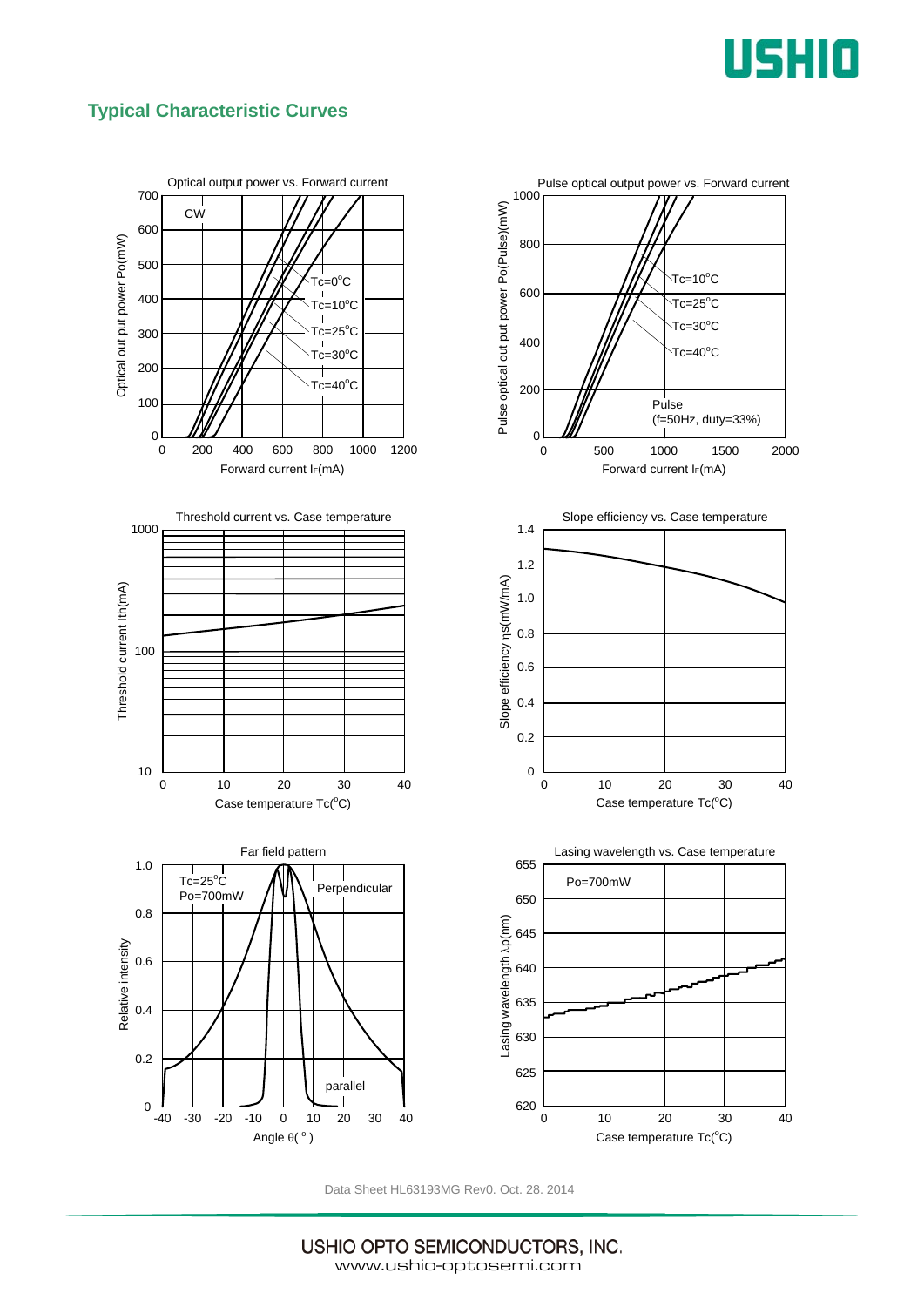## Typical Characteristic Curves

Optical output power vs. Forward current

CW

Tc=0°C
Tc=10°C
Tc=25°C
Tc=30°C
Tc=40°C

Optical out put power Po(mW)

Forward current $I_F$(mA)

Pulse optical output power vs. Forward current

Tc=10°C
Tc=25°C
Tc=30°C
Tc=40°C

Pulse
(f=50Hz, duty=33%)

Pulse optical out put power Po(Pulse)(mW)

Forward current $I_F$(mA)

Threshold current vs. Case temperature

Threshold current Ith(mA)

Case temperature Tc(°C)

Slope efficiency vs. Case temperature

Slope efficiency ηs(mW/mA)

Case temperature Tc(°C)

Far field pattern

Tc=25°C
Po=700mW

Perpendicular

parallel

Relative intensity

Angle θ( ° )

Lasing wavelength vs. Case temperature

Po=700mW

Lasing wavelength λp(nm)

Case temperature Tc(°C)

Data Sheet HL63193MG Rev0. Oct. 28. 2014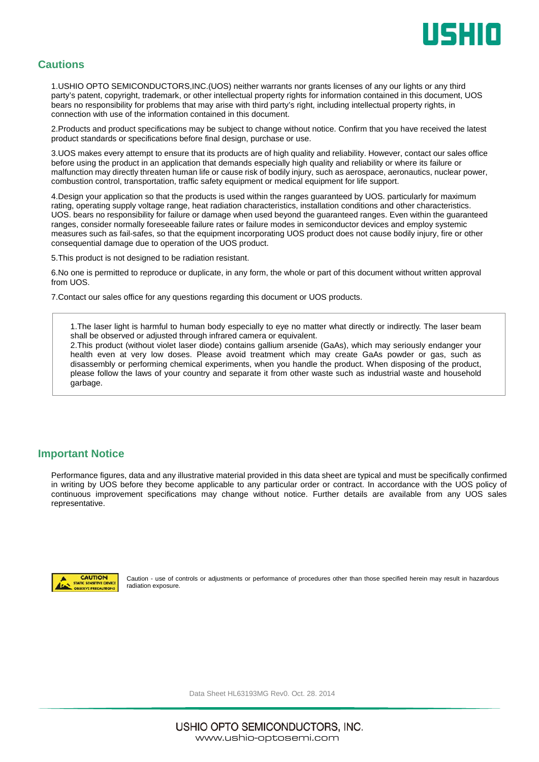## Cautions

1.USHIO OPTO SEMICONDUCTORS,INC.(UOS) neither warrants nor grants licenses of any our lights or any third party's patent, copyright, trademark, or other intellectual property rights for information contained in this document, UOS bears no responsibility for problems that may arise with third party's right, including intellectual property rights, in connection with use of the information contained in this document.

2.Products and product specifications may be subject to change without notice. Confirm that you have received the latest product standards or specifications before final design, purchase or use.

3.UOS makes every attempt to ensure that its products are of high quality and reliability. However, contact our sales office before using the product in an application that demands especially high quality and reliability or where its failure or malfunction may directly threaten human life or cause risk of bodily injury, such as aerospace, aeronautics, nuclear power, combustion control, transportation, traffic safety equipment or medical equipment for life support.

4.Design your application so that the products is used within the ranges guaranteed by UOS. particularly for maximum rating, operating supply voltage range, heat radiation characteristics, installation conditions and other characteristics. UOS. bears no responsibility for failure or damage when used beyond the guaranteed ranges. Even within the guaranteed ranges, consider normally foreseeable failure rates or failure modes in semiconductor devices and employ systemic measures such as fail-safes, so that the equipment incorporating UOS product does not cause bodily injury, fire or other consequential damage due to operation of the UOS product.

5.This product is not designed to be radiation resistant.

6.No one is permitted to reproduce or duplicate, in any form, the whole or part of this document without written approval from UOS.

7.Contact our sales office for any questions regarding this document or UOS products.

> 1.The laser light is harmful to human body especially to eye no matter what directly or indirectly. The laser beam shall be observed or adjusted through infrared camera or equivalent.
> 2.This product (without violet laser diode) contains gallium arsenide (GaAs), which may seriously endanger your health even at very low doses. Please avoid treatment which may create GaAs powder or gas, such as disassembly or performing chemical experiments, when you handle the product. When disposing of the product, please follow the laws of your country and separate it from other waste such as industrial waste and household garbage.

## Important Notice

Performance figures, data and any illustrative material provided in this data sheet are typical and must be specifically confirmed in writing by UOS before they become applicable to any particular order or contract. In accordance with the UOS policy of continuous improvement specifications may change without notice. Further details are available from any UOS sales representative.

CAUTION
STATIC SENSITIVE DEVICE
OBSERVE PRECAUTIONS

Caution - use of controls or adjustments or performance of procedures other than those specified herein may result in hazardous radiation exposure.

Data Sheet HL63193MG Rev0. Oct. 28. 2014